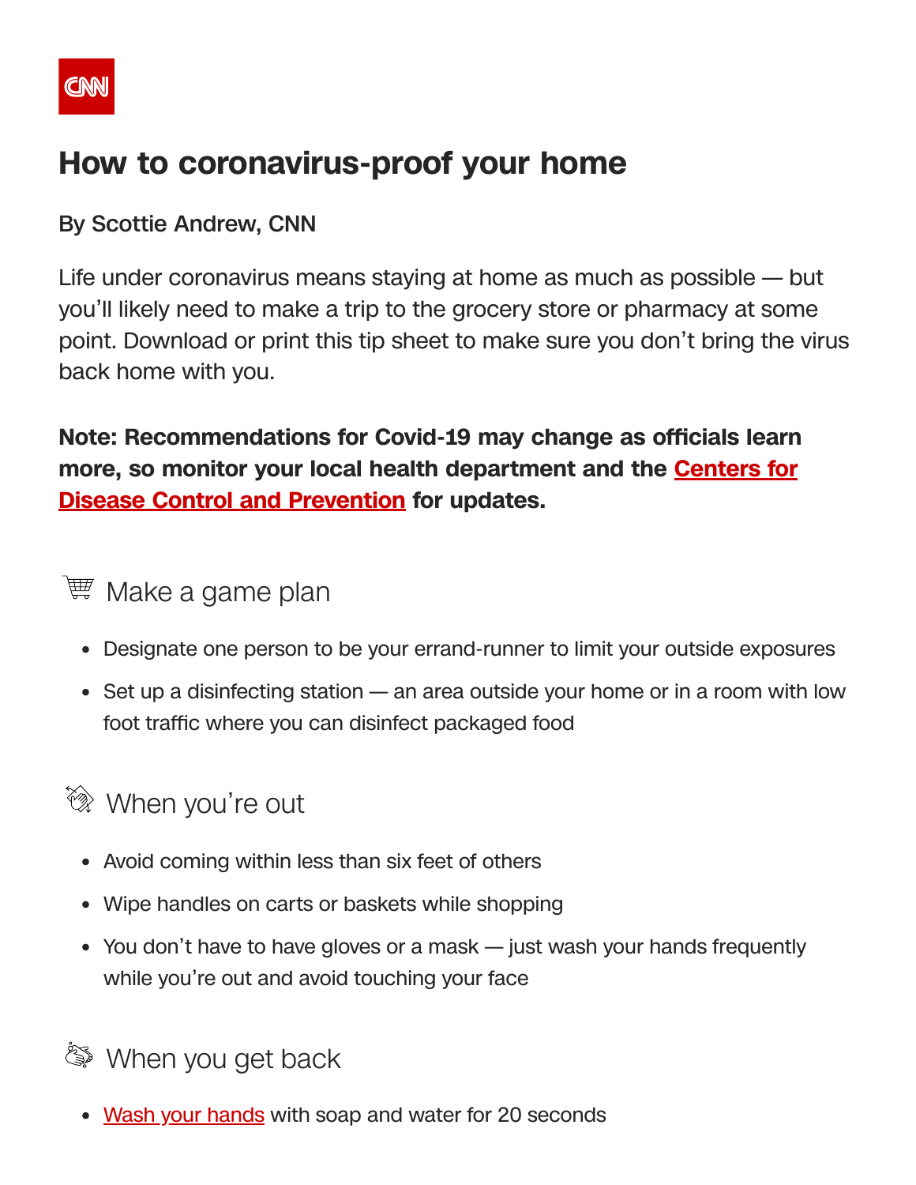# How to coronavirus-proof your home

By Scottie Andrew, CNN

Life under coronavirus means staying at home as much as possible — but you'll likely need to make a trip to the grocery store or pharmacy at some point. Download or print this tip sheet to make sure you don't bring the virus back home with you.

**Note: Recommendations for Covid-19 may change as officials learn more, so monitor your local health department and the Centers for Disease Control and Prevention for updates.**

## Make a game plan

- Designate one person to be your errand-runner to limit your outside exposures
- Set up a disinfecting station — an area outside your home or in a room with low foot traffic where you can disinfect packaged food

## When you're out

- Avoid coming within less than six feet of others
- Wipe handles on carts or baskets while shopping
- You don't have to have gloves or a mask — just wash your hands frequently while you're out and avoid touching your face

## When you get back

- Wash your hands with soap and water for 20 seconds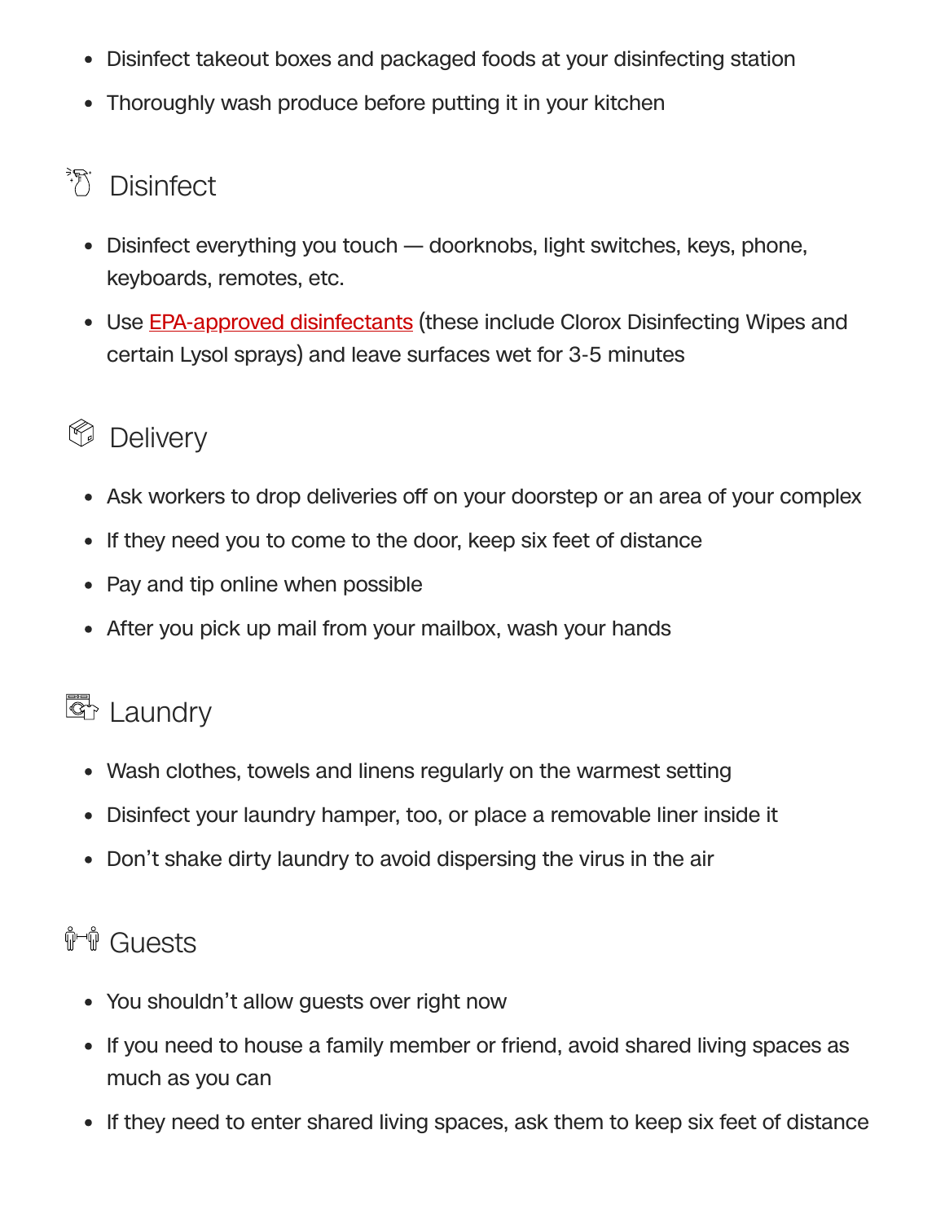- Disinfect takeout boxes and packaged foods at your disinfecting station
- Thoroughly wash produce before putting it in your kitchen

## Disinfect

- Disinfect everything you touch — doorknobs, light switches, keys, phone, keyboards, remotes, etc.
- Use EPA-approved disinfectants (these include Clorox Disinfecting Wipes and certain Lysol sprays) and leave surfaces wet for 3-5 minutes

## Delivery

- Ask workers to drop deliveries off on your doorstep or an area of your complex
- If they need you to come to the door, keep six feet of distance
- Pay and tip online when possible
- After you pick up mail from your mailbox, wash your hands

## Laundry

- Wash clothes, towels and linens regularly on the warmest setting
- Disinfect your laundry hamper, too, or place a removable liner inside it
- Don't shake dirty laundry to avoid dispersing the virus in the air

## Guests

- You shouldn't allow guests over right now
- If you need to house a family member or friend, avoid shared living spaces as much as you can
- If they need to enter shared living spaces, ask them to keep six feet of distance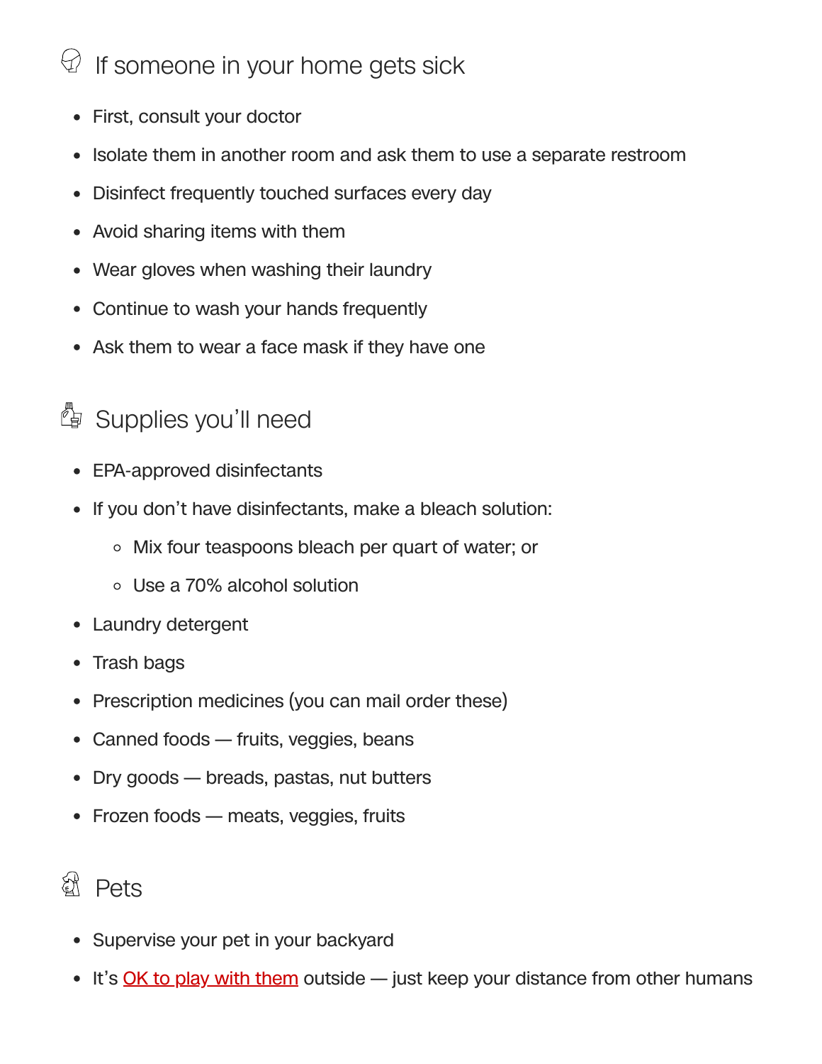## If someone in your home gets sick

- First, consult your doctor
- Isolate them in another room and ask them to use a separate restroom
- Disinfect frequently touched surfaces every day
- Avoid sharing items with them
- Wear gloves when washing their laundry
- Continue to wash your hands frequently
- Ask them to wear a face mask if they have one

## Supplies you'll need

- EPA-approved disinfectants
- If you don't have disinfectants, make a bleach solution:
  - Mix four teaspoons bleach per quart of water; or
  - Use a 70% alcohol solution
- Laundry detergent
- Trash bags
- Prescription medicines (you can mail order these)
- Canned foods — fruits, veggies, beans
- Dry goods — breads, pastas, nut butters
- Frozen foods — meats, veggies, fruits

## Pets

- Supervise your pet in your backyard
- It's OK to play with them outside — just keep your distance from other humans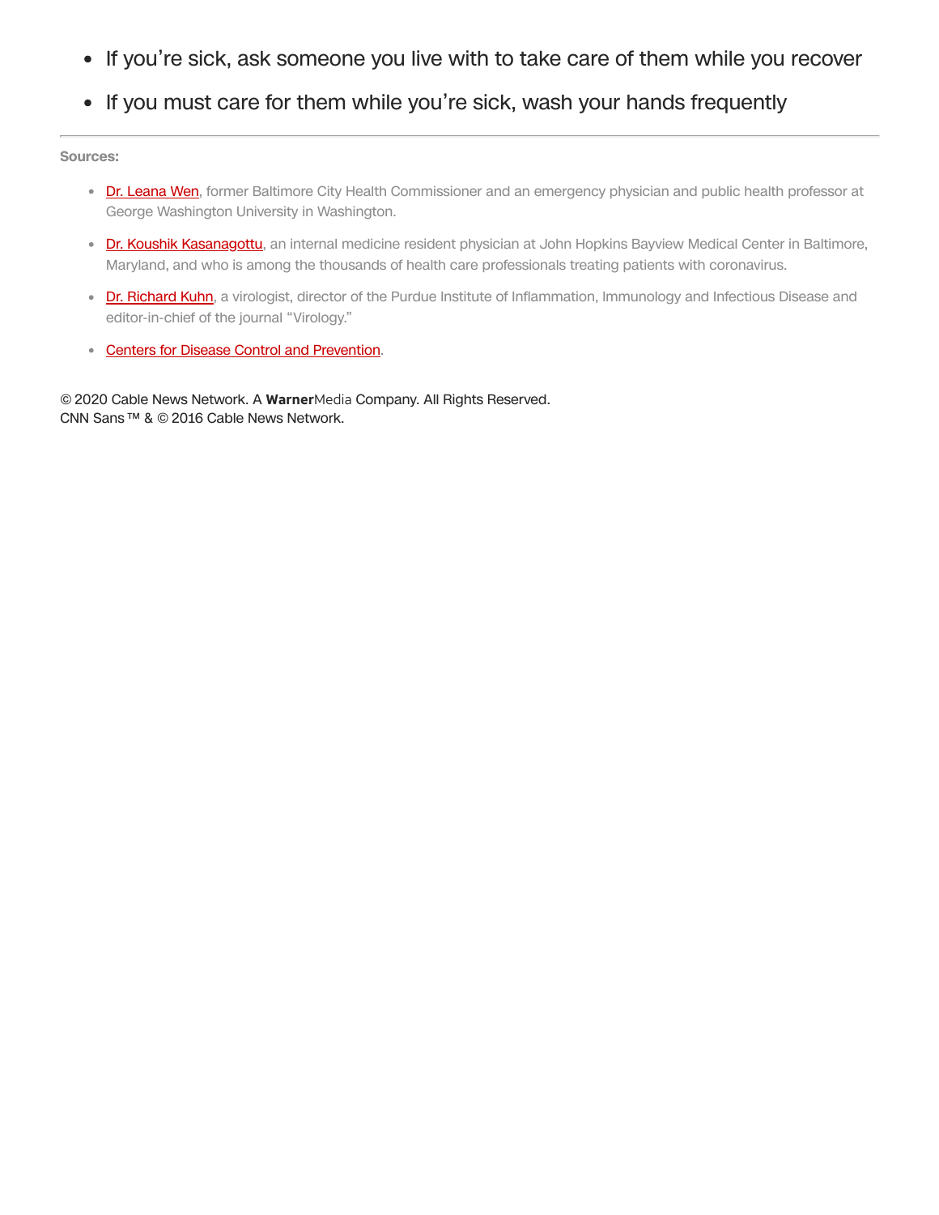- If you're sick, ask someone you live with to take care of them while you recover
- If you must care for them while you're sick, wash your hands frequently

---

**Sources:**

- Dr. Leana Wen, former Baltimore City Health Commissioner and an emergency physician and public health professor at George Washington University in Washington.
- Dr. Koushik Kasanagottu, an internal medicine resident physician at John Hopkins Bayview Medical Center in Baltimore, Maryland, and who is among the thousands of health care professionals treating patients with coronavirus.
- Dr. Richard Kuhn, a virologist, director of the Purdue Institute of Inflammation, Immunology and Infectious Disease and editor-in-chief of the journal "Virology."
- Centers for Disease Control and Prevention.

© 2020 Cable News Network. A **Warner**Media Company. All Rights Reserved.
CNN Sans ™ & © 2016 Cable News Network.